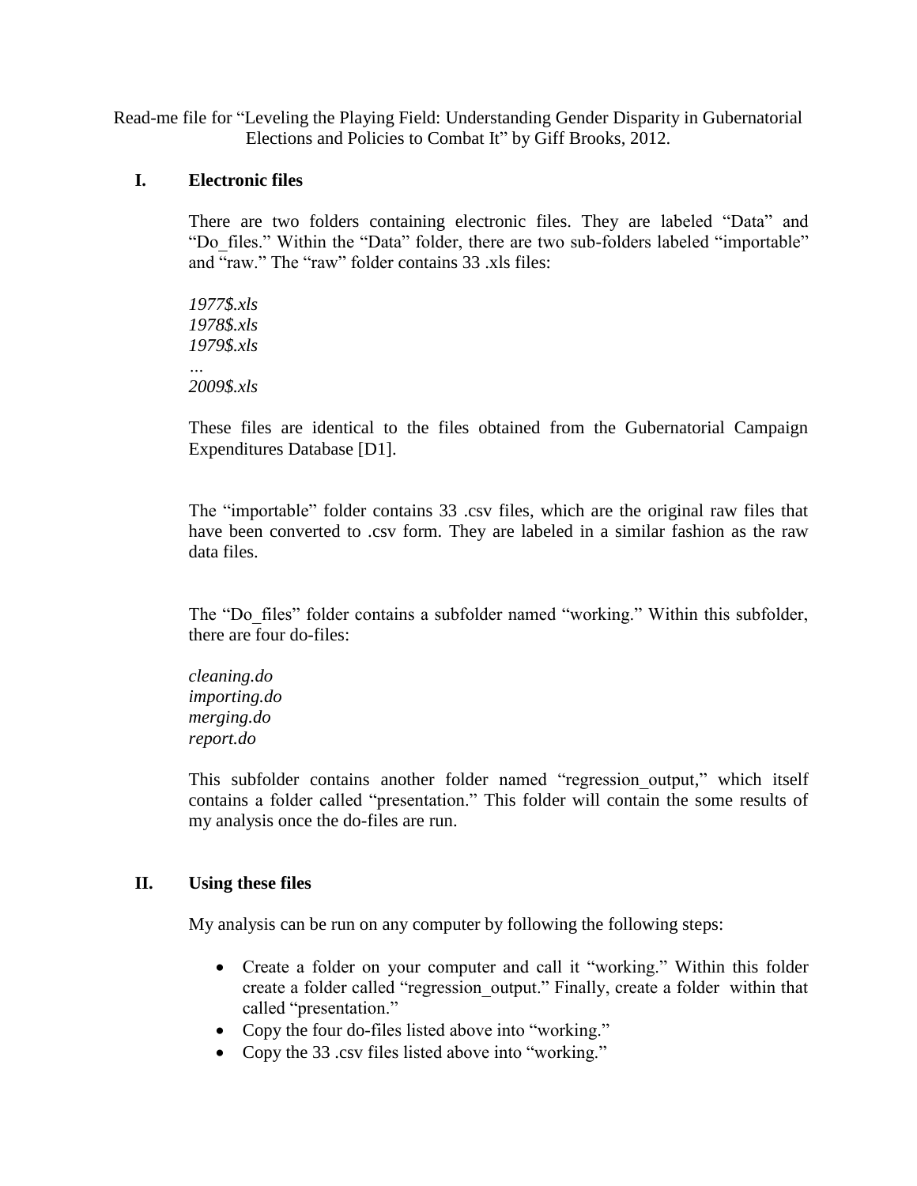Read-me file for "Leveling the Playing Field: Understanding Gender Disparity in Gubernatorial Elections and Policies to Combat It" by Giff Brooks, 2012.

## I. Electronic files

There are two folders containing electronic files. They are labeled "Data" and "Do_files." Within the "Data" folder, there are two sub-folders labeled "importable" and "raw." The "raw" folder contains 33 .xls files:

*1977$.xls*
*1978$.xls*
*1979$.xls*
…
*2009$.xls*

These files are identical to the files obtained from the Gubernatorial Campaign Expenditures Database [D1].

The "importable" folder contains 33 .csv files, which are the original raw files that have been converted to .csv form. They are labeled in a similar fashion as the raw data files.

The "Do_files" folder contains a subfolder named "working." Within this subfolder, there are four do-files:

*cleaning.do*
*importing.do*
*merging.do*
*report.do*

This subfolder contains another folder named "regression_output," which itself contains a folder called "presentation." This folder will contain the some results of my analysis once the do-files are run.

## II. Using these files

My analysis can be run on any computer by following the following steps:

- Create a folder on your computer and call it "working." Within this folder create a folder called "regression_output." Finally, create a folder within that called "presentation."
- Copy the four do-files listed above into "working."
- Copy the 33 .csv files listed above into "working."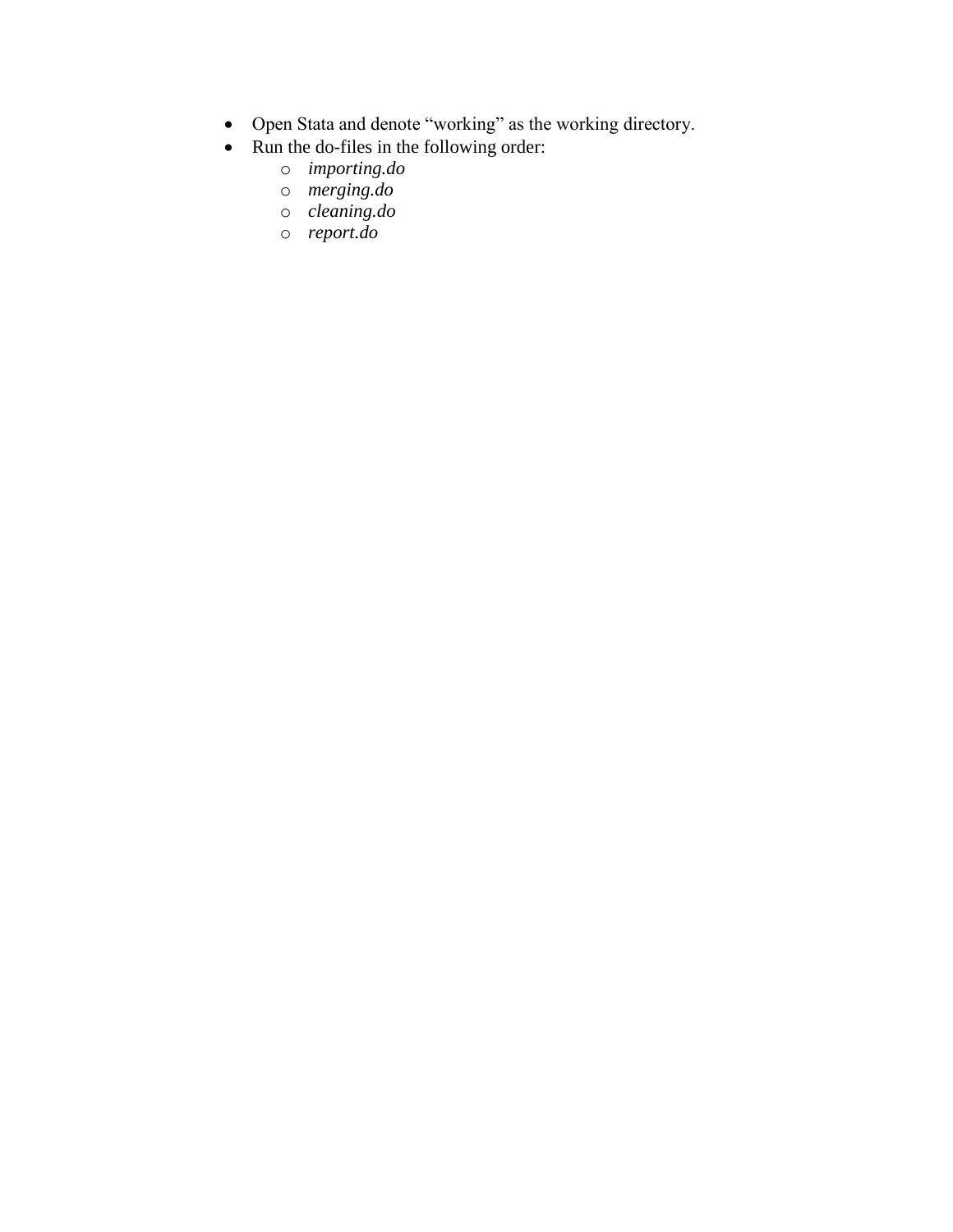- Open Stata and denote “working” as the working directory.
- Run the do-files in the following order:
    - *importing.do*
    - *merging.do*
    - *cleaning.do*
    - *report.do*